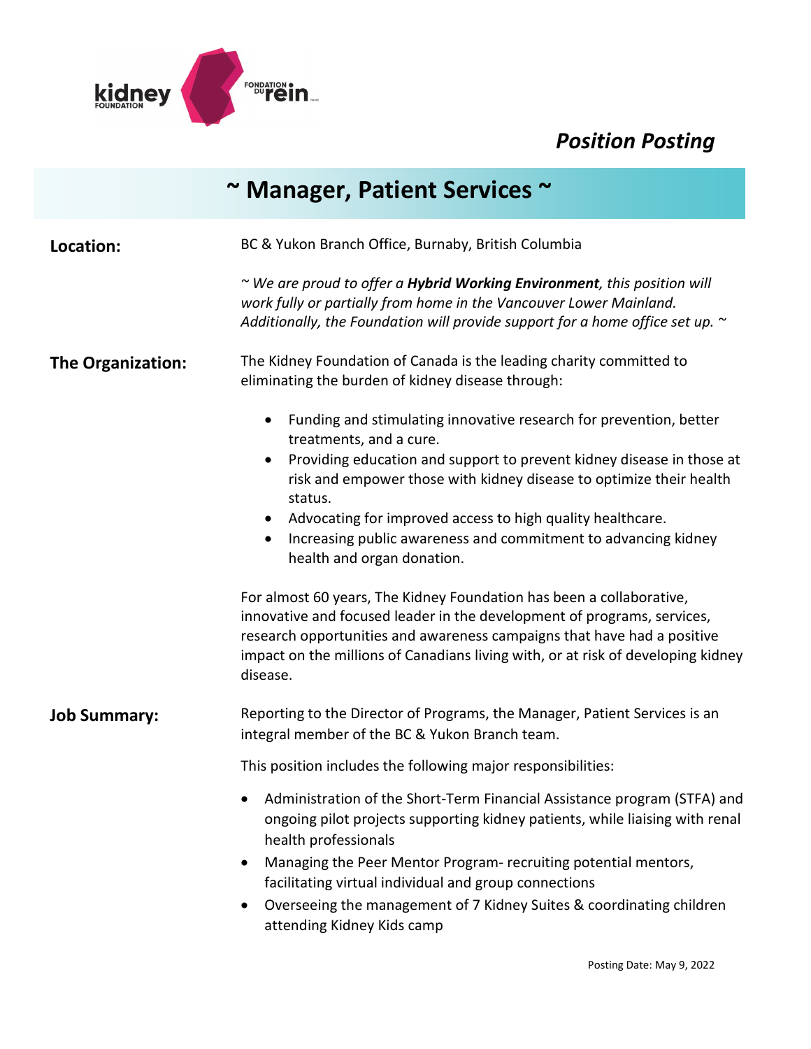*Position Posting*

# ~ Manager, Patient Services ~

**Location:**

BC & Yukon Branch Office, Burnaby, British Columbia

*~ We are proud to offer a **Hybrid Working Environment**, this position will work fully or partially from home in the Vancouver Lower Mainland. Additionally, the Foundation will provide support for a home office set up. ~*

**The Organization:**

The Kidney Foundation of Canada is the leading charity committed to eliminating the burden of kidney disease through:

- Funding and stimulating innovative research for prevention, better treatments, and a cure.
- Providing education and support to prevent kidney disease in those at risk and empower those with kidney disease to optimize their health status.
- Advocating for improved access to high quality healthcare.
- Increasing public awareness and commitment to advancing kidney health and organ donation.

For almost 60 years, The Kidney Foundation has been a collaborative, innovative and focused leader in the development of programs, services, research opportunities and awareness campaigns that have had a positive impact on the millions of Canadians living with, or at risk of developing kidney disease.

**Job Summary:**

Reporting to the Director of Programs, the Manager, Patient Services is an integral member of the BC & Yukon Branch team.

This position includes the following major responsibilities:

- Administration of the Short-Term Financial Assistance program (STFA) and ongoing pilot projects supporting kidney patients, while liaising with renal health professionals
- Managing the Peer Mentor Program- recruiting potential mentors, facilitating virtual individual and group connections
- Overseeing the management of 7 Kidney Suites & coordinating children attending Kidney Kids camp

Posting Date: May 9, 2022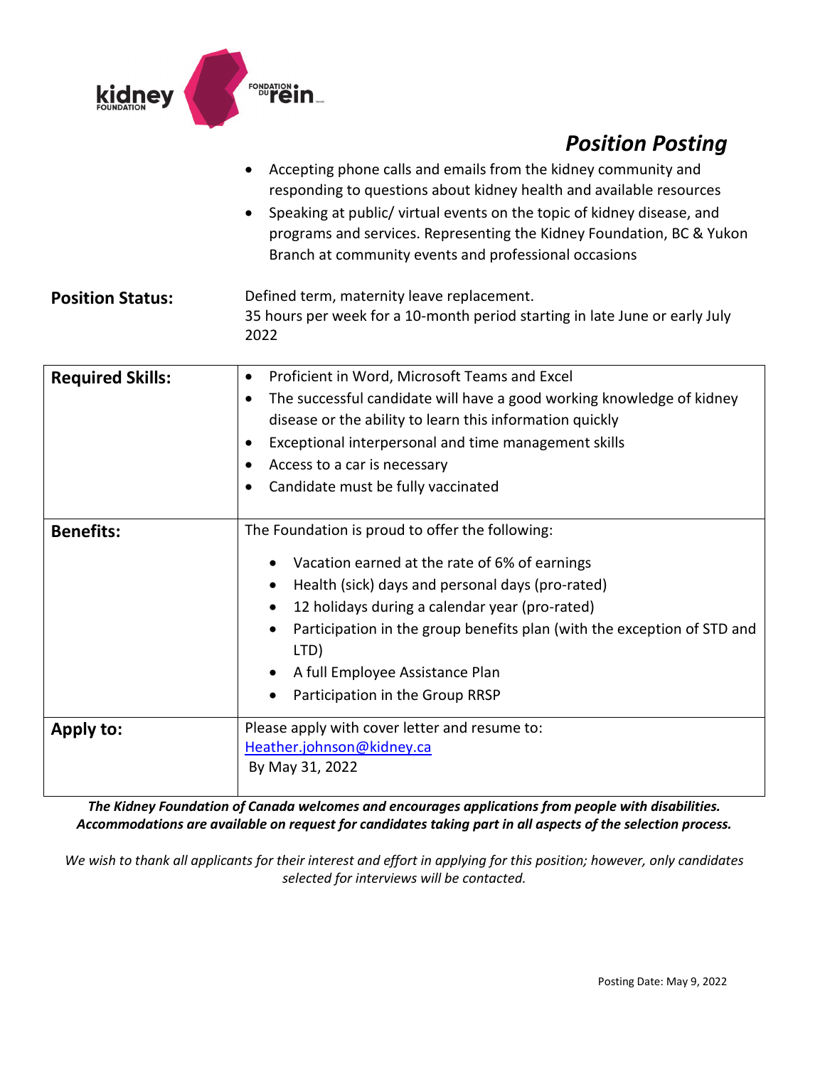*Position Posting*

- Accepting phone calls and emails from the kidney community and responding to questions about kidney health and available resources
- Speaking at public/ virtual events on the topic of kidney disease, and programs and services. Representing the Kidney Foundation, BC & Yukon Branch at community events and professional occasions

**Position Status:** Defined term, maternity leave replacement.
35 hours per week for a 10-month period starting in late June or early July 2022

| | |
|---|---|
| **Required Skills:** | • Proficient in Word, Microsoft Teams and Excel<br>• The successful candidate will have a good working knowledge of kidney disease or the ability to learn this information quickly<br>• Exceptional interpersonal and time management skills<br>• Access to a car is necessary<br>• Candidate must be fully vaccinated |
| **Benefits:** | The Foundation is proud to offer the following:<br>• Vacation earned at the rate of 6% of earnings<br>• Health (sick) days and personal days (pro-rated)<br>• 12 holidays during a calendar year (pro-rated)<br>• Participation in the group benefits plan (with the exception of STD and LTD)<br>• A full Employee Assistance Plan<br>• Participation in the Group RRSP |
| **Apply to:** | Please apply with cover letter and resume to:<br>Heather.johnson@kidney.ca<br>By May 31, 2022 |

***The Kidney Foundation of Canada welcomes and encourages applications from people with disabilities. Accommodations are available on request for candidates taking part in all aspects of the selection process.***

*We wish to thank all applicants for their interest and effort in applying for this position; however, only candidates selected for interviews will be contacted.*

Posting Date: May 9, 2022